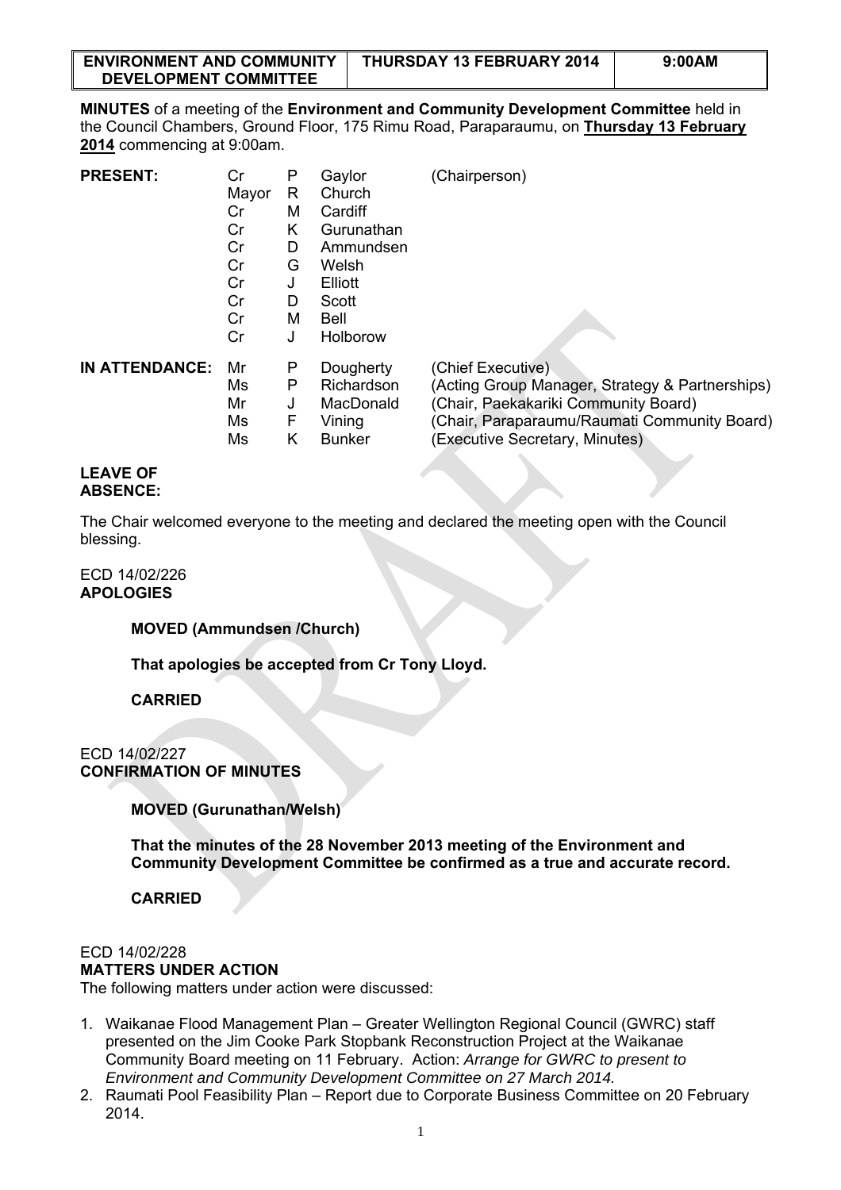| ENVIRONMENT AND COMMUNITY DEVELOPMENT COMMITTEE | THURSDAY 13 FEBRUARY 2014 | 9:00AM |
|---|---|---|

**MINUTES** of a meeting of the **Environment and Community Development Committee** held in the Council Chambers, Ground Floor, 175 Rimu Road, Paraparaumu, on **Thursday 13 February 2014** commencing at 9:00am.

| | | | | |
|---|---|---|---|---|
| **PRESENT:** | Cr | P | Gaylor | (Chairperson) |
| | Mayor | R | Church | |
| | Cr | M | Cardiff | |
| | Cr | K | Gurunathan | |
| | Cr | D | Ammundsen | |
| | Cr | G | Welsh | |
| | Cr | J | Elliott | |
| | Cr | D | Scott | |
| | Cr | M | Bell | |
| | Cr | J | Holborow | |
| **IN ATTENDANCE:** | Mr | P | Dougherty | (Chief Executive) |
| | Ms | P | Richardson | (Acting Group Manager, Strategy & Partnerships) |
| | Mr | J | MacDonald | (Chair, Paekakariki Community Board) |
| | Ms | F | Vining | (Chair, Paraparaumu/Raumati Community Board) |
| | Ms | K | Bunker | (Executive Secretary, Minutes) |

**LEAVE OF ABSENCE:**

The Chair welcomed everyone to the meeting and declared the meeting open with the Council blessing.

ECD 14/02/226
**APOLOGIES**

**MOVED (Ammundsen /Church)**

**That apologies be accepted from Cr Tony Lloyd.**

**CARRIED**

ECD 14/02/227
**CONFIRMATION OF MINUTES**

**MOVED (Gurunathan/Welsh)**

**That the minutes of the 28 November 2013 meeting of the Environment and Community Development Committee be confirmed as a true and accurate record.**

**CARRIED**

ECD 14/02/228
**MATTERS UNDER ACTION**
The following matters under action were discussed:

1. Waikanae Flood Management Plan – Greater Wellington Regional Council (GWRC) staff presented on the Jim Cooke Park Stopbank Reconstruction Project at the Waikanae Community Board meeting on 11 February. Action: *Arrange for GWRC to present to Environment and Community Development Committee on 27 March 2014.*
2. Raumati Pool Feasibility Plan – Report due to Corporate Business Committee on 20 February 2014.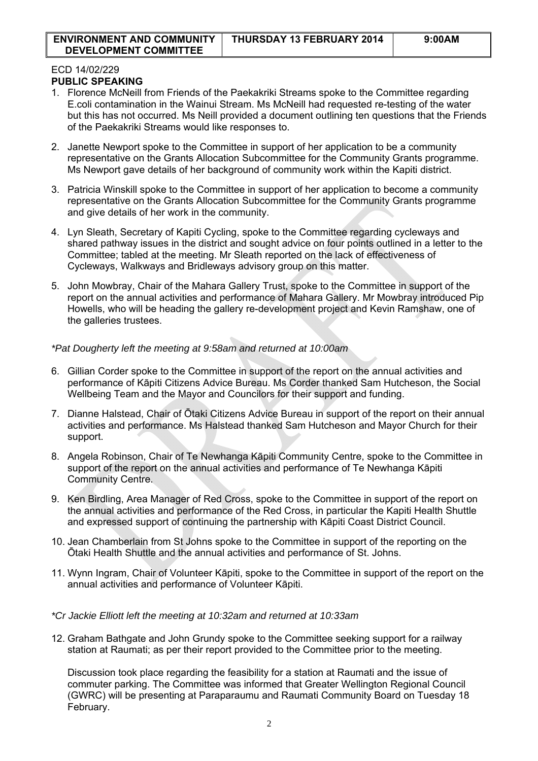| ENVIRONMENT AND COMMUNITY DEVELOPMENT COMMITTEE | THURSDAY 13 FEBRUARY 2014 | 9:00AM |
| --- | --- | --- |

ECD 14/02/229

**PUBLIC SPEAKING**

1. Florence McNeill from Friends of the Paekakriki Streams spoke to the Committee regarding E.coli contamination in the Wainui Stream. Ms McNeill had requested re-testing of the water but this has not occurred. Ms Neill provided a document outlining ten questions that the Friends of the Paekakriki Streams would like responses to.

2. Janette Newport spoke to the Committee in support of her application to be a community representative on the Grants Allocation Subcommittee for the Community Grants programme. Ms Newport gave details of her background of community work within the Kapiti district.

3. Patricia Winskill spoke to the Committee in support of her application to become a community representative on the Grants Allocation Subcommittee for the Community Grants programme and give details of her work in the community.

4. Lyn Sleath, Secretary of Kapiti Cycling, spoke to the Committee regarding cycleways and shared pathway issues in the district and sought advice on four points outlined in a letter to the Committee; tabled at the meeting. Mr Sleath reported on the lack of effectiveness of Cycleways, Walkways and Bridleways advisory group on this matter.

5. John Mowbray, Chair of the Mahara Gallery Trust, spoke to the Committee in support of the report on the annual activities and performance of Mahara Gallery. Mr Mowbray introduced Pip Howells, who will be heading the gallery re-development project and Kevin Ramshaw, one of the galleries trustees.

*\*Pat Dougherty left the meeting at 9:58am and returned at 10:00am*

6. Gillian Corder spoke to the Committee in support of the report on the annual activities and performance of Kāpiti Citizens Advice Bureau. Ms Corder thanked Sam Hutcheson, the Social Wellbeing Team and the Mayor and Councilors for their support and funding.

7. Dianne Halstead, Chair of Ōtaki Citizens Advice Bureau in support of the report on their annual activities and performance. Ms Halstead thanked Sam Hutcheson and Mayor Church for their support.

8. Angela Robinson, Chair of Te Newhanga Kāpiti Community Centre, spoke to the Committee in support of the report on the annual activities and performance of Te Newhanga Kāpiti Community Centre.

9. Ken Birdling, Area Manager of Red Cross, spoke to the Committee in support of the report on the annual activities and performance of the Red Cross, in particular the Kapiti Health Shuttle and expressed support of continuing the partnership with Kāpiti Coast District Council.

10. Jean Chamberlain from St Johns spoke to the Committee in support of the reporting on the Ōtaki Health Shuttle and the annual activities and performance of St. Johns.

11. Wynn Ingram, Chair of Volunteer Kāpiti, spoke to the Committee in support of the report on the annual activities and performance of Volunteer Kāpiti.

*\*Cr Jackie Elliott left the meeting at 10:32am and returned at 10:33am*

12. Graham Bathgate and John Grundy spoke to the Committee seeking support for a railway station at Raumati; as per their report provided to the Committee prior to the meeting.

    Discussion took place regarding the feasibility for a station at Raumati and the issue of commuter parking. The Committee was informed that Greater Wellington Regional Council (GWRC) will be presenting at Paraparaumu and Raumati Community Board on Tuesday 18 February.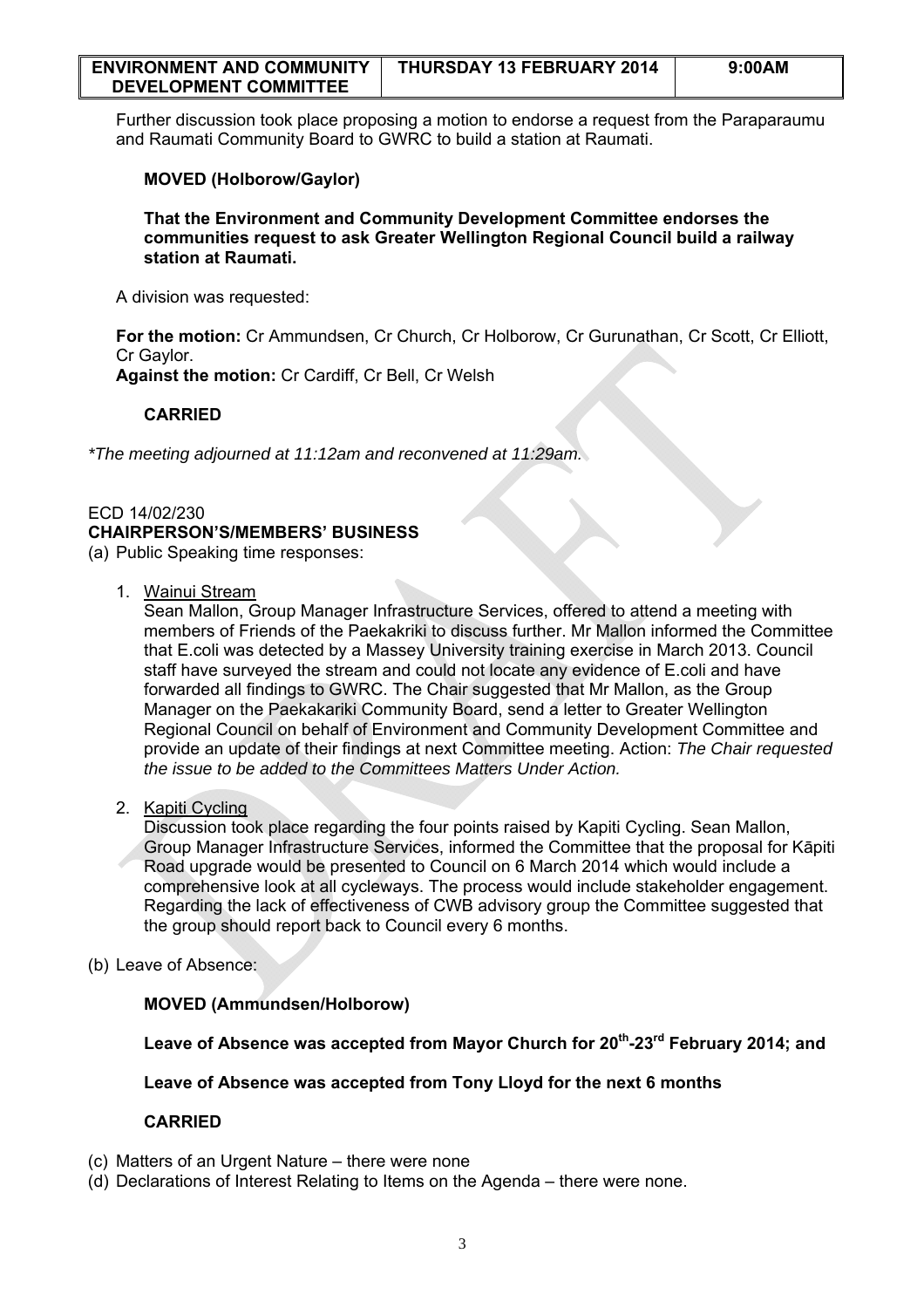Further discussion took place proposing a motion to endorse a request from the Paraparaumu and Raumati Community Board to GWRC to build a station at Raumati.

**MOVED (Holborow/Gaylor)**

**That the Environment and Community Development Committee endorses the communities request to ask Greater Wellington Regional Council build a railway station at Raumati.**

A division was requested:

**For the motion:** Cr Ammundsen, Cr Church, Cr Holborow, Cr Gurunathan, Cr Scott, Cr Elliott, Cr Gaylor.
**Against the motion:** Cr Cardiff, Cr Bell, Cr Welsh

**CARRIED**

*\*The meeting adjourned at 11:12am and reconvened at 11:29am.*

ECD 14/02/230
**CHAIRPERSON'S/MEMBERS' BUSINESS**

(a) Public Speaking time responses:

1. Wainui Stream
   Sean Mallon, Group Manager Infrastructure Services, offered to attend a meeting with members of Friends of the Paekakriki to discuss further. Mr Mallon informed the Committee that E.coli was detected by a Massey University training exercise in March 2013. Council staff have surveyed the stream and could not locate any evidence of E.coli and have forwarded all findings to GWRC. The Chair suggested that Mr Mallon, as the Group Manager on the Paekakariki Community Board, send a letter to Greater Wellington Regional Council on behalf of Environment and Community Development Committee and provide an update of their findings at next Committee meeting. Action: *The Chair requested the issue to be added to the Committees Matters Under Action.*

2. Kapiti Cycling
   Discussion took place regarding the four points raised by Kapiti Cycling. Sean Mallon, Group Manager Infrastructure Services, informed the Committee that the proposal for Kāpiti Road upgrade would be presented to Council on 6 March 2014 which would include a comprehensive look at all cycleways. The process would include stakeholder engagement. Regarding the lack of effectiveness of CWB advisory group the Committee suggested that the group should report back to Council every 6 months.

(b) Leave of Absence:

**MOVED (Ammundsen/Holborow)**

**Leave of Absence was accepted from Mayor Church for 20th-23rd February 2014; and**

**Leave of Absence was accepted from Tony Lloyd for the next 6 months**

**CARRIED**

(c) Matters of an Urgent Nature – there were none
(d) Declarations of Interest Relating to Items on the Agenda – there were none.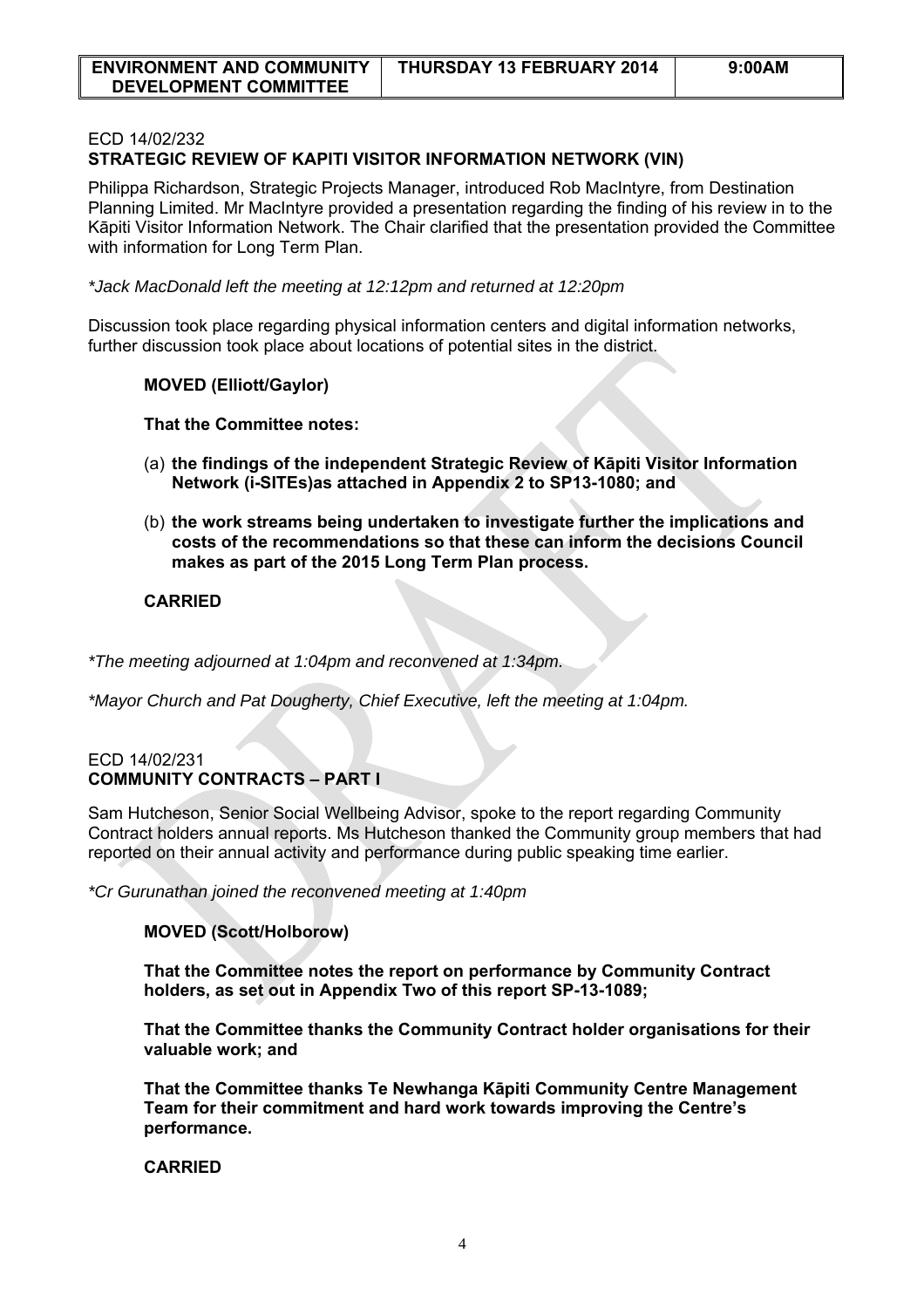ECD 14/02/232
**STRATEGIC REVIEW OF KAPITI VISITOR INFORMATION NETWORK (VIN)**

Philippa Richardson, Strategic Projects Manager, introduced Rob MacIntyre, from Destination Planning Limited. Mr MacIntyre provided a presentation regarding the finding of his review in to the Kāpiti Visitor Information Network. The Chair clarified that the presentation provided the Committee with information for Long Term Plan.

*\*Jack MacDonald left the meeting at 12:12pm and returned at 12:20pm*

Discussion took place regarding physical information centers and digital information networks, further discussion took place about locations of potential sites in the district.

**MOVED (Elliott/Gaylor)**

**That the Committee notes:**

(a) **the findings of the independent Strategic Review of Kāpiti Visitor Information Network (i-SITEs)as attached in Appendix 2 to SP13-1080; and**

(b) **the work streams being undertaken to investigate further the implications and costs of the recommendations so that these can inform the decisions Council makes as part of the 2015 Long Term Plan process.**

**CARRIED**

*\*The meeting adjourned at 1:04pm and reconvened at 1:34pm.*

*\*Mayor Church and Pat Dougherty, Chief Executive, left the meeting at 1:04pm.*

ECD 14/02/231
**COMMUNITY CONTRACTS – PART I**

Sam Hutcheson, Senior Social Wellbeing Advisor, spoke to the report regarding Community Contract holders annual reports. Ms Hutcheson thanked the Community group members that had reported on their annual activity and performance during public speaking time earlier.

*\*Cr Gurunathan joined the reconvened meeting at 1:40pm*

**MOVED (Scott/Holborow)**

**That the Committee notes the report on performance by Community Contract holders, as set out in Appendix Two of this report SP-13-1089;**

**That the Committee thanks the Community Contract holder organisations for their valuable work; and**

**That the Committee thanks Te Newhanga Kāpiti Community Centre Management Team for their commitment and hard work towards improving the Centre's performance.**

**CARRIED**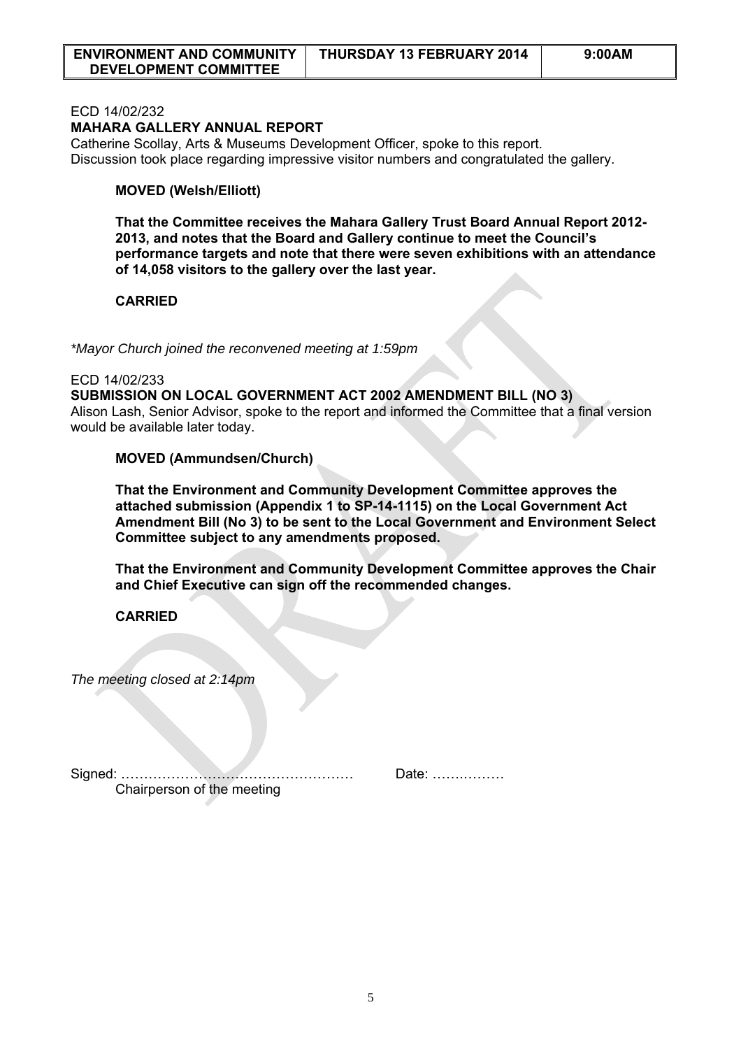ECD 14/02/232

**MAHARA GALLERY ANNUAL REPORT**

Catherine Scollay, Arts & Museums Development Officer, spoke to this report.
Discussion took place regarding impressive visitor numbers and congratulated the gallery.

> **MOVED (Welsh/Elliott)**
>
> **That the Committee receives the Mahara Gallery Trust Board Annual Report 2012-2013, and notes that the Board and Gallery continue to meet the Council's performance targets and note that there were seven exhibitions with an attendance of 14,058 visitors to the gallery over the last year.**
>
> **CARRIED**

*\*Mayor Church joined the reconvened meeting at 1:59pm*

ECD 14/02/233

**SUBMISSION ON LOCAL GOVERNMENT ACT 2002 AMENDMENT BILL (NO 3)**

Alison Lash, Senior Advisor, spoke to the report and informed the Committee that a final version would be available later today.

> **MOVED (Ammundsen/Church)**
>
> **That the Environment and Community Development Committee approves the attached submission (Appendix 1 to SP-14-1115) on the Local Government Act Amendment Bill (No 3) to be sent to the Local Government and Environment Select Committee subject to any amendments proposed.**
>
> **That the Environment and Community Development Committee approves the Chair and Chief Executive can sign off the recommended changes.**
>
> **CARRIED**

*The meeting closed at 2:14pm*

Signed: …………………………………………… Date: ……..………

Chairperson of the meeting